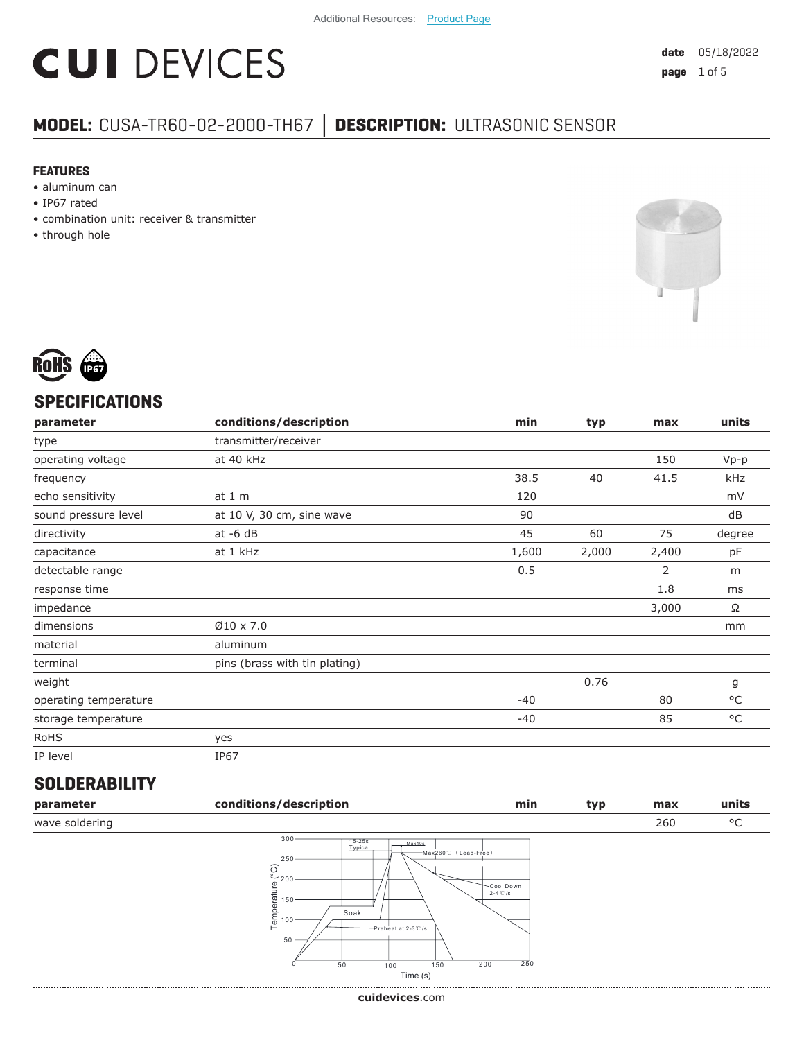Additional Resources: Product Page

# CUI DEVICES

**date** 05/18/2022

## MODEL: CUSA-TR60-02-2000-TH67 │ DESCRIPTION: ULTRASONIC SENSOR

### FEATURES

- aluminum can
- IP67 rated
- combination unit: receiver & transmitter
- through hole

## SPECIFICATIONS

| parameter | conditions/description | min | typ | max | units |
|---|---|---|---|---|---|
| type | transmitter/receiver | | | | |
| operating voltage | at 40 kHz | | | 150 | Vp-p |
| frequency | | 38.5 | 40 | 41.5 | kHz |
| echo sensitivity | at 1 m | 120 | | | mV |
| sound pressure level | at 10 V, 30 cm, sine wave | 90 | | | dB |
| directivity | at -6 dB | 45 | 60 | 75 | degree |
| capacitance | at 1 kHz | 1,600 | 2,000 | 2,400 | pF |
| detectable range | | 0.5 | | 2 | m |
| response time | | | | 1.8 | ms |
| impedance | | | | 3,000 | Ω |
| dimensions | Ø10 x 7.0 | | | | mm |
| material | aluminum | | | | |
| terminal | pins (brass with tin plating) | | | | |
| weight | | | 0.76 | | g |
| operating temperature | | -40 | | 80 | °C |
| storage temperature | | -40 | | 85 | °C |
| RoHS | yes | | | | |
| IP level | IP67 | | | | |

## SOLDERABILITY

| parameter | conditions/description | min | typ | max | units |
|---|---|---|---|---|---|
| wave soldering | | | | 260 | °C |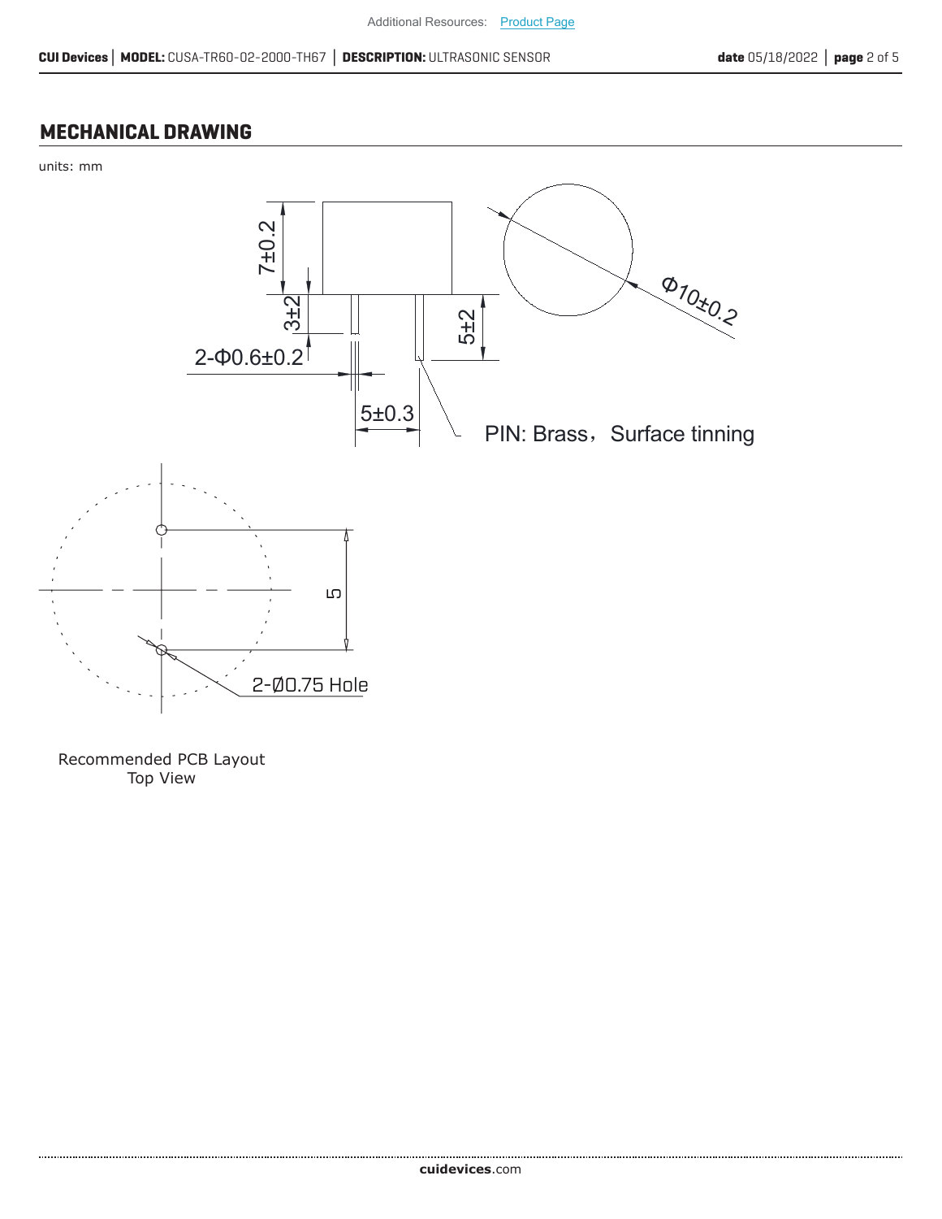## MECHANICAL DRAWING

units: mm

7±0.2

3±2

5±2

Φ10±0.2

2-Φ0.6±0.2

5±0.3

PIN: Brass，Surface tinning

5

2-Ø0.75 Hole

Recommended PCB Layout
Top View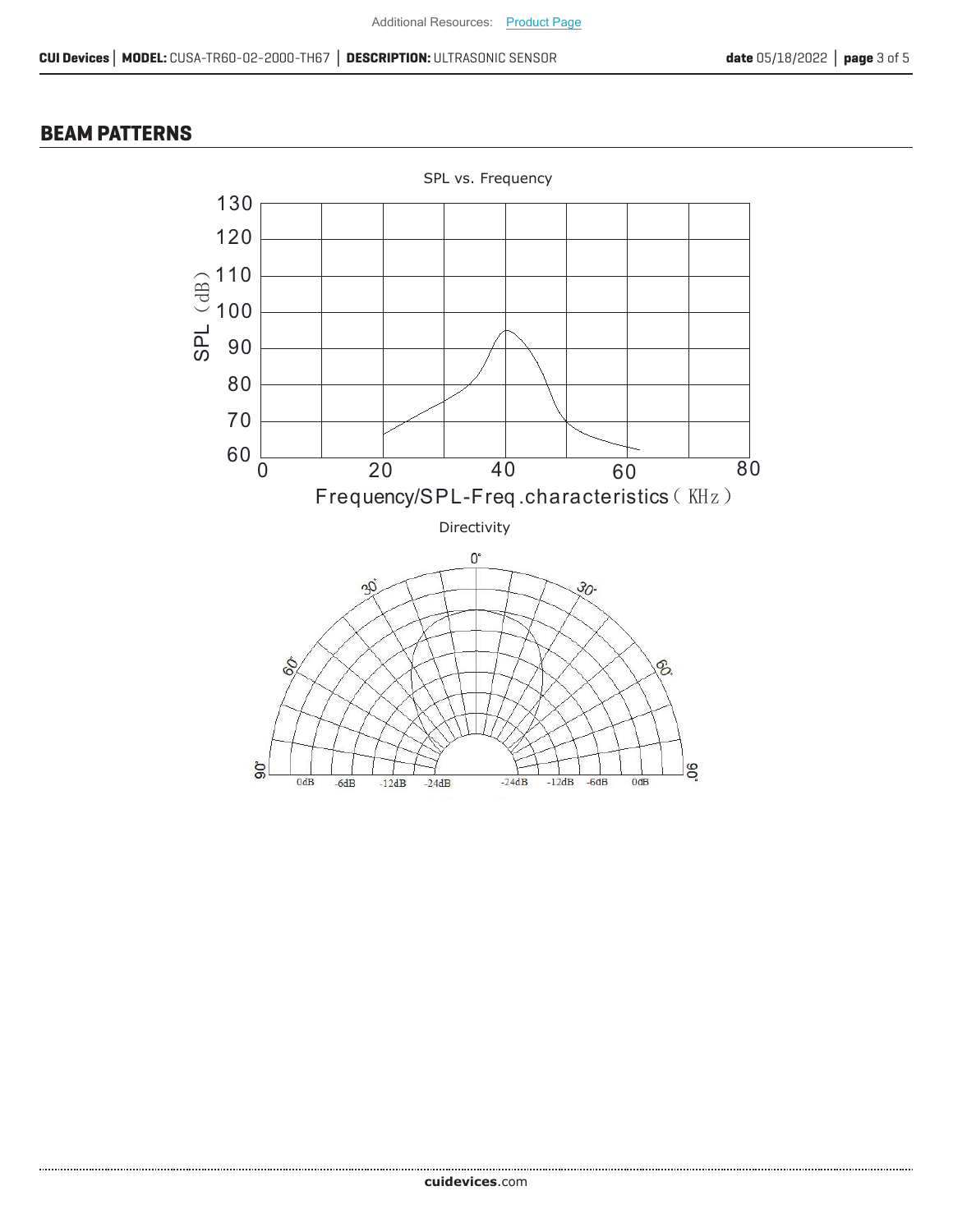## BEAM PATTERNS

SPL vs. Frequency

SPL（dB）

Frequency/SPL-Freq.characteristics（KHz）

Directivity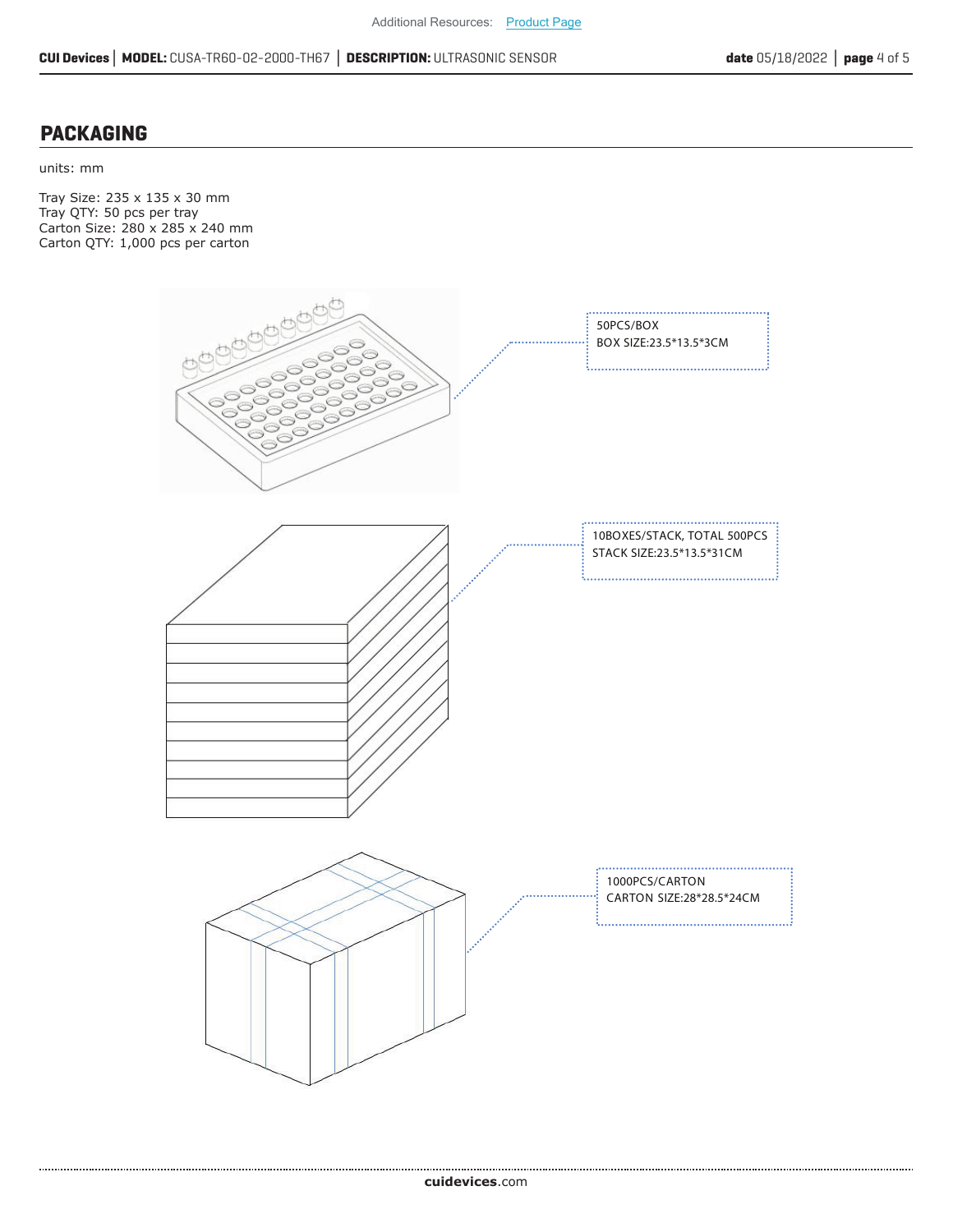## PACKAGING

units: mm

Tray Size: 235 x 135 x 30 mm
Tray QTY: 50 pcs per tray
Carton Size: 280 x 285 x 240 mm
Carton QTY: 1,000 pcs per carton

50PCS/BOX
BOX SIZE:23.5*13.5*3CM

10BOXES/STACK, TOTAL 500PCS
STACK SIZE:23.5*13.5*31CM

1000PCS/CARTON
CARTON SIZE:28*28.5*24CM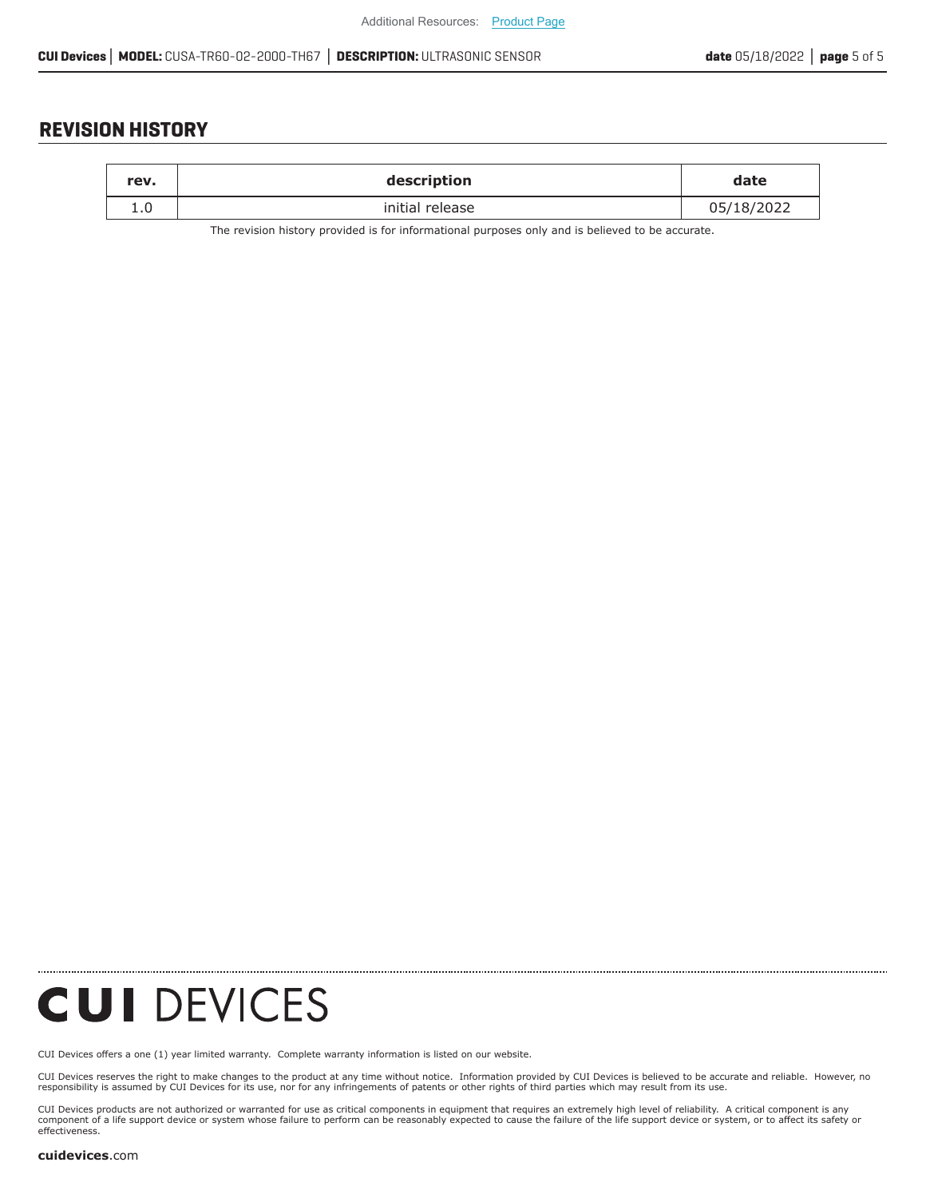## REVISION HISTORY

| rev. | description | date |
| --- | --- | --- |
| 1.0 | initial release | 05/18/2022 |

The revision history provided is for informational purposes only and is believed to be accurate.

**CUI** DEVICES

CUI Devices offers a one (1) year limited warranty. Complete warranty information is listed on our website.

CUI Devices reserves the right to make changes to the product at any time without notice. Information provided by CUI Devices is believed to be accurate and reliable. However, no responsibility is assumed by CUI Devices for its use, nor for any infringements of patents or other rights of third parties which may result from its use.

CUI Devices products are not authorized or warranted for use as critical components in equipment that requires an extremely high level of reliability. A critical component is any component of a life support device or system whose failure to perform can be reasonably expected to cause the failure of the life support device or system, or to affect its safety or effectiveness.

**cuidevices**.com